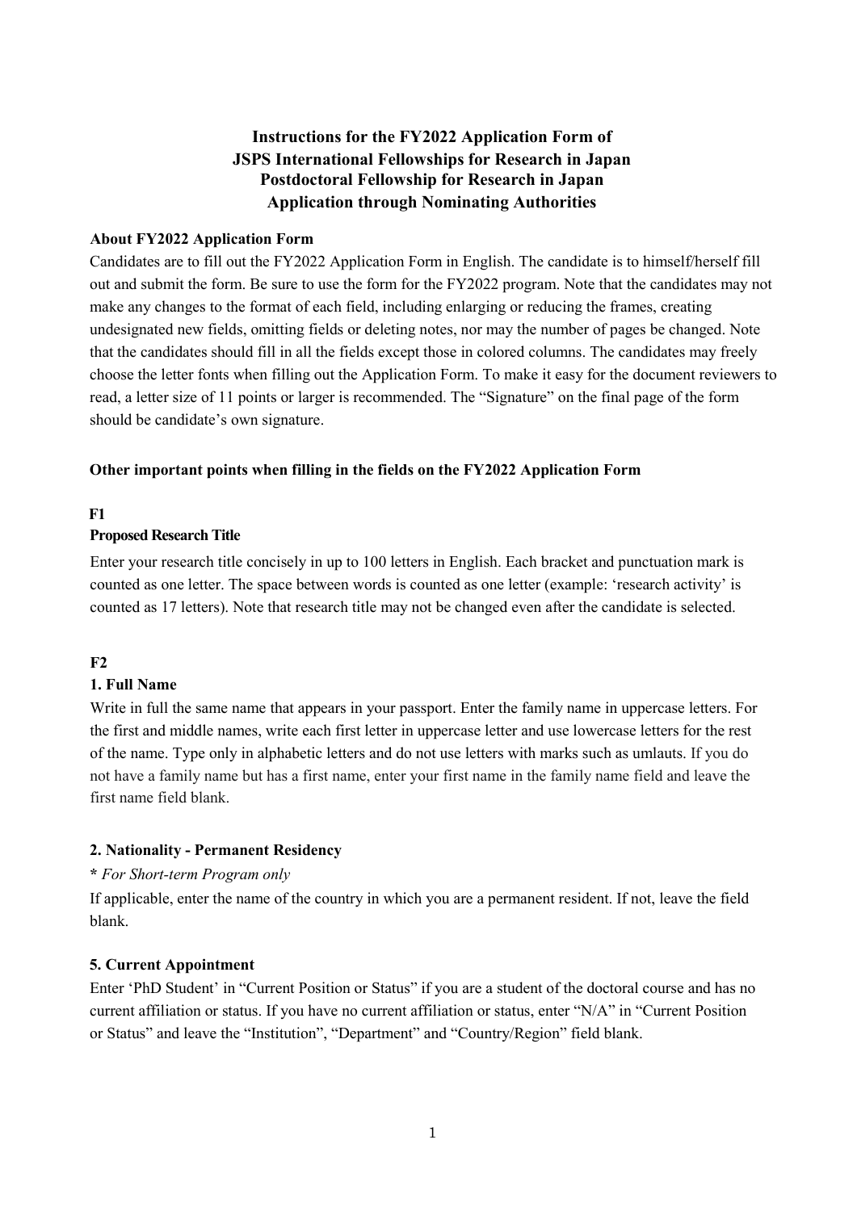# Instructions for the FY2022 Application Form of JSPS International Fellowships for Research in Japan Postdoctoral Fellowship for Research in Japan Application through Nominating Authorities

**About FY2022 Application Form**

Candidates are to fill out the FY2022 Application Form in English. The candidate is to himself/herself fill out and submit the form. Be sure to use the form for the FY2022 program. Note that the candidates may not make any changes to the format of each field, including enlarging or reducing the frames, creating undesignated new fields, omitting fields or deleting notes, nor may the number of pages be changed. Note that the candidates should fill in all the fields except those in colored columns. The candidates may freely choose the letter fonts when filling out the Application Form. To make it easy for the document reviewers to read, a letter size of 11 points or larger is recommended. The "Signature" on the final page of the form should be candidate's own signature.

**Other important points when filling in the fields on the FY2022 Application Form**

**F1**

**Proposed Research Title**

Enter your research title concisely in up to 100 letters in English. Each bracket and punctuation mark is counted as one letter. The space between words is counted as one letter (example: 'research activity' is counted as 17 letters). Note that research title may not be changed even after the candidate is selected.

**F2**

**1. Full Name**

Write in full the same name that appears in your passport. Enter the family name in uppercase letters. For the first and middle names, write each first letter in uppercase letter and use lowercase letters for the rest of the name. Type only in alphabetic letters and do not use letters with marks such as umlauts. If you do not have a family name but has a first name, enter your first name in the family name field and leave the first name field blank.

**2. Nationality - Permanent Residency**

**\*** *For Short-term Program only*

If applicable, enter the name of the country in which you are a permanent resident. If not, leave the field blank.

**5. Current Appointment**

Enter 'PhD Student' in "Current Position or Status" if you are a student of the doctoral course and has no current affiliation or status. If you have no current affiliation or status, enter "N/A" in "Current Position or Status" and leave the "Institution", "Department" and "Country/Region" field blank.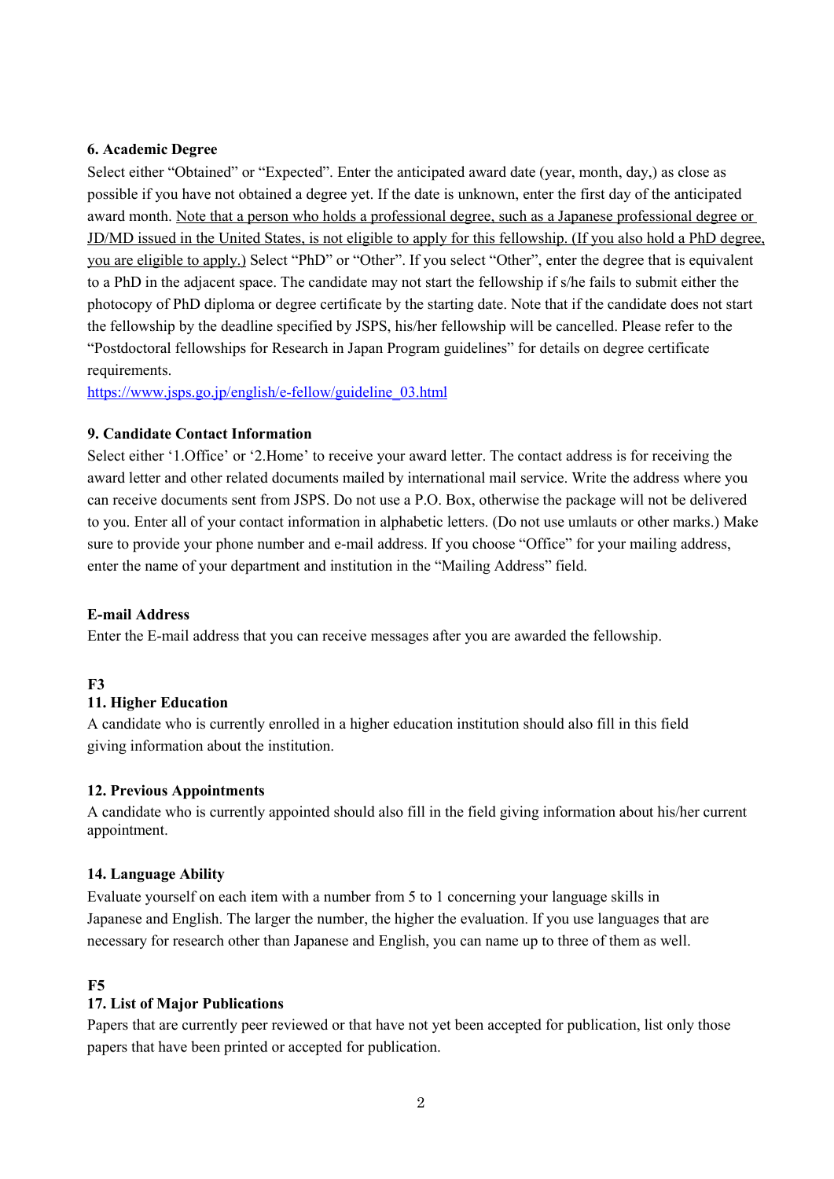**6. Academic Degree**

Select either "Obtained" or "Expected". Enter the anticipated award date (year, month, day,) as close as possible if you have not obtained a degree yet. If the date is unknown, enter the first day of the anticipated award month. <u>Note that a person who holds a professional degree, such as a Japanese professional degree or JD/MD issued in the United States, is not eligible to apply for this fellowship. (If you also hold a PhD degree, you are eligible to apply.)</u> Select "PhD" or "Other". If you select "Other", enter the degree that is equivalent to a PhD in the adjacent space. The candidate may not start the fellowship if s/he fails to submit either the photocopy of PhD diploma or degree certificate by the starting date. Note that if the candidate does not start the fellowship by the deadline specified by JSPS, his/her fellowship will be cancelled. Please refer to the "Postdoctoral fellowships for Research in Japan Program guidelines" for details on degree certificate requirements.

https://www.jsps.go.jp/english/e-fellow/guideline_03.html

**9. Candidate Contact Information**

Select either '1.Office' or '2.Home' to receive your award letter. The contact address is for receiving the award letter and other related documents mailed by international mail service. Write the address where you can receive documents sent from JSPS. Do not use a P.O. Box, otherwise the package will not be delivered to you. Enter all of your contact information in alphabetic letters. (Do not use umlauts or other marks.) Make sure to provide your phone number and e-mail address. If you choose "Office" for your mailing address, enter the name of your department and institution in the "Mailing Address" field.

**E-mail Address**

Enter the E-mail address that you can receive messages after you are awarded the fellowship.

**F3**

**11. Higher Education**

A candidate who is currently enrolled in a higher education institution should also fill in this field giving information about the institution.

**12. Previous Appointments**

A candidate who is currently appointed should also fill in the field giving information about his/her current appointment.

**14. Language Ability**

Evaluate yourself on each item with a number from 5 to 1 concerning your language skills in Japanese and English. The larger the number, the higher the evaluation. If you use languages that are necessary for research other than Japanese and English, you can name up to three of them as well.

**F5**

**17. List of Major Publications**

Papers that are currently peer reviewed or that have not yet been accepted for publication, list only those papers that have been printed or accepted for publication.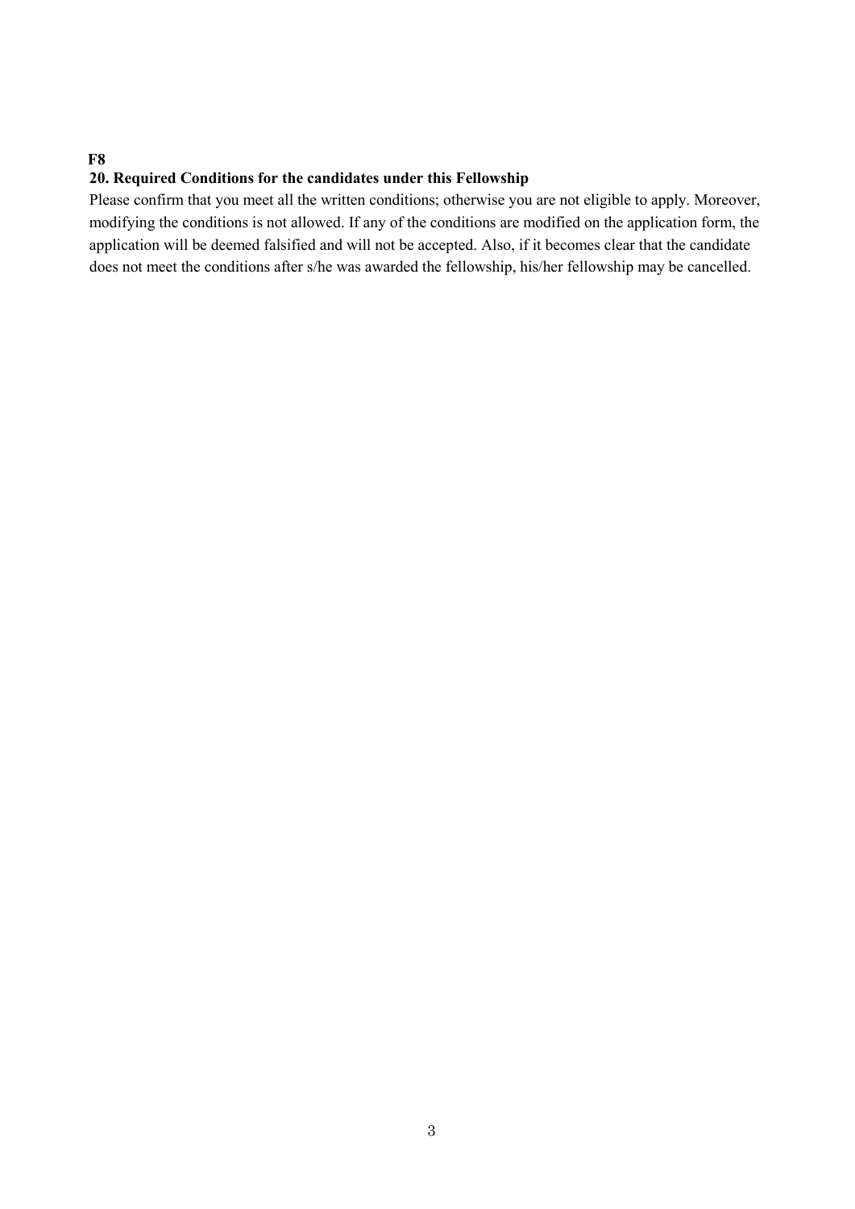**F8**

**20. Required Conditions for the candidates under this Fellowship**

Please confirm that you meet all the written conditions; otherwise you are not eligible to apply. Moreover, modifying the conditions is not allowed. If any of the conditions are modified on the application form, the application will be deemed falsified and will not be accepted. Also, if it becomes clear that the candidate does not meet the conditions after s/he was awarded the fellowship, his/her fellowship may be cancelled.